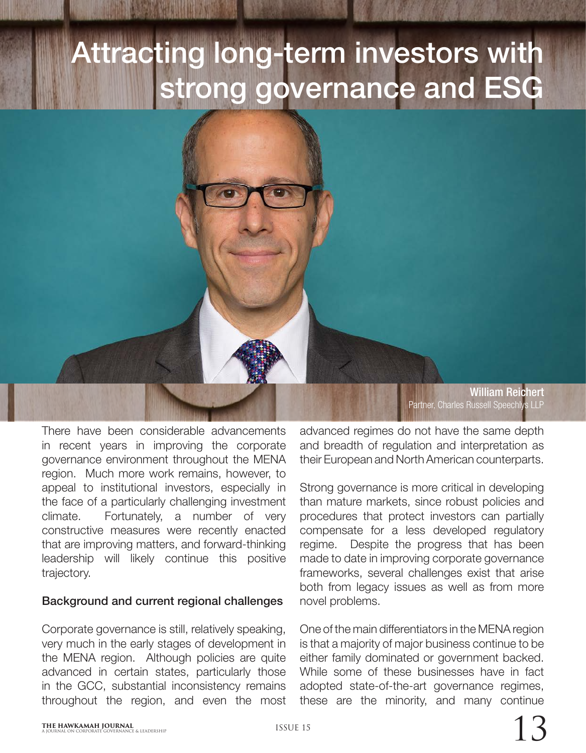# Attracting long-term investors with strong governance and ESG

**William Reichert**
Partner, Charles Russell Speechlys LLP

There have been considerable advancements in recent years in improving the corporate governance environment throughout the MENA region. Much more work remains, however, to appeal to institutional investors, especially in the face of a particularly challenging investment climate. Fortunately, a number of very constructive measures were recently enacted that are improving matters, and forward-thinking leadership will likely continue this positive trajectory.

## Background and current regional challenges

Corporate governance is still, relatively speaking, very much in the early stages of development in the MENA region. Although policies are quite advanced in certain states, particularly those in the GCC, substantial inconsistency remains throughout the region, and even the most advanced regimes do not have the same depth and breadth of regulation and interpretation as their European and North American counterparts.

Strong governance is more critical in developing than mature markets, since robust policies and procedures that protect investors can partially compensate for a less developed regulatory regime. Despite the progress that has been made to date in improving corporate governance frameworks, several challenges exist that arise both from legacy issues as well as from more novel problems.

One of the main differentiators in the MENA region is that a majority of major business continue to be either family dominated or government backed. While some of these businesses have in fact adopted state-of-the-art governance regimes, these are the minority, and many continue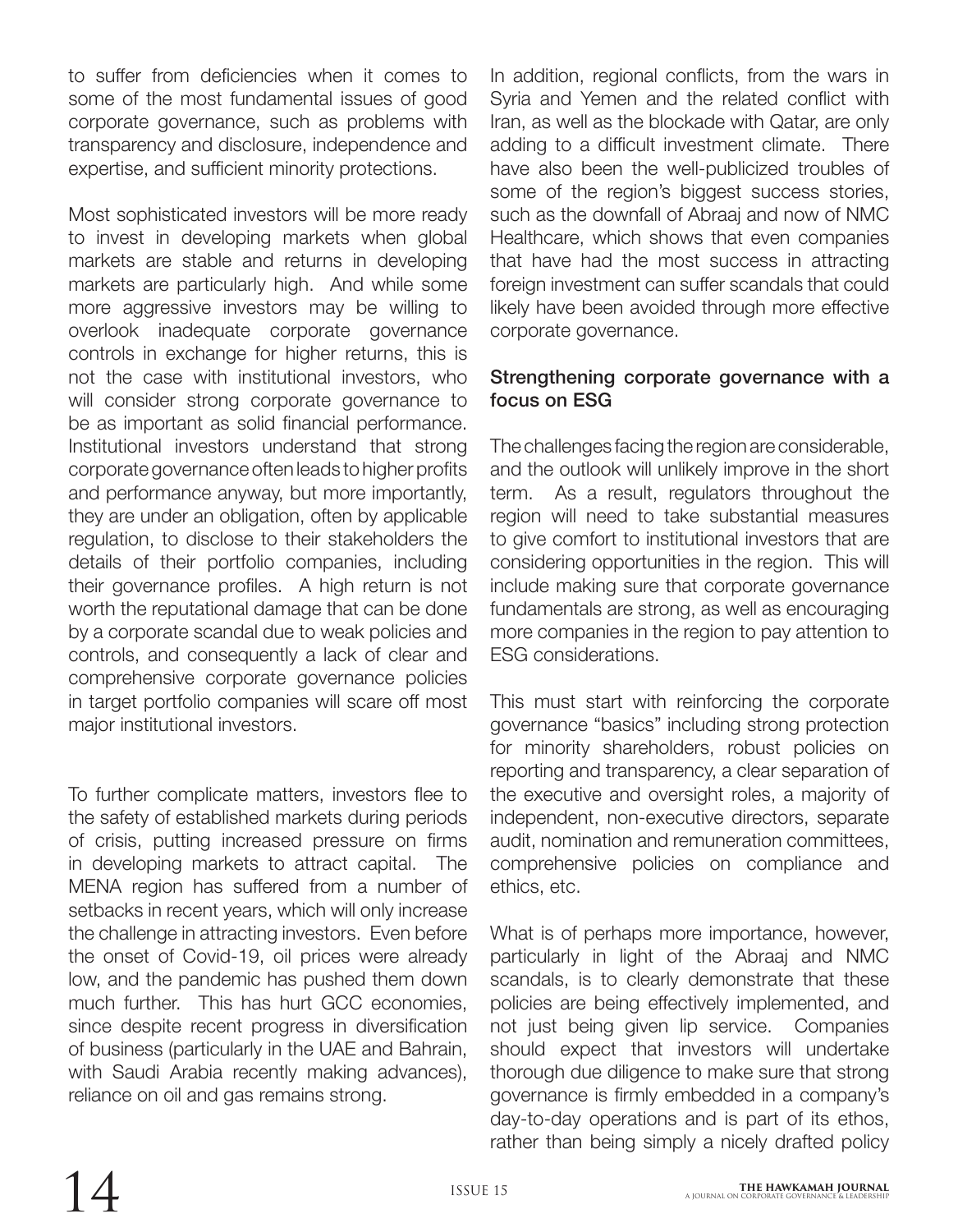to suffer from deficiencies when it comes to some of the most fundamental issues of good corporate governance, such as problems with transparency and disclosure, independence and expertise, and sufficient minority protections.

Most sophisticated investors will be more ready to invest in developing markets when global markets are stable and returns in developing markets are particularly high. And while some more aggressive investors may be willing to overlook inadequate corporate governance controls in exchange for higher returns, this is not the case with institutional investors, who will consider strong corporate governance to be as important as solid financial performance. Institutional investors understand that strong corporate governance often leads to higher profits and performance anyway, but more importantly, they are under an obligation, often by applicable regulation, to disclose to their stakeholders the details of their portfolio companies, including their governance profiles. A high return is not worth the reputational damage that can be done by a corporate scandal due to weak policies and controls, and consequently a lack of clear and comprehensive corporate governance policies in target portfolio companies will scare off most major institutional investors.

To further complicate matters, investors flee to the safety of established markets during periods of crisis, putting increased pressure on firms in developing markets to attract capital. The MENA region has suffered from a number of setbacks in recent years, which will only increase the challenge in attracting investors. Even before the onset of Covid-19, oil prices were already low, and the pandemic has pushed them down much further. This has hurt GCC economies, since despite recent progress in diversification of business (particularly in the UAE and Bahrain, with Saudi Arabia recently making advances), reliance on oil and gas remains strong.

In addition, regional conflicts, from the wars in Syria and Yemen and the related conflict with Iran, as well as the blockade with Qatar, are only adding to a difficult investment climate. There have also been the well-publicized troubles of some of the region's biggest success stories, such as the downfall of Abraaj and now of NMC Healthcare, which shows that even companies that have had the most success in attracting foreign investment can suffer scandals that could likely have been avoided through more effective corporate governance.

**Strengthening corporate governance with a focus on ESG**

The challenges facing the region are considerable, and the outlook will unlikely improve in the short term. As a result, regulators throughout the region will need to take substantial measures to give comfort to institutional investors that are considering opportunities in the region. This will include making sure that corporate governance fundamentals are strong, as well as encouraging more companies in the region to pay attention to ESG considerations.

This must start with reinforcing the corporate governance "basics" including strong protection for minority shareholders, robust policies on reporting and transparency, a clear separation of the executive and oversight roles, a majority of independent, non-executive directors, separate audit, nomination and remuneration committees, comprehensive policies on compliance and ethics, etc.

What is of perhaps more importance, however, particularly in light of the Abraaj and NMC scandals, is to clearly demonstrate that these policies are being effectively implemented, and not just being given lip service. Companies should expect that investors will undertake thorough due diligence to make sure that strong governance is firmly embedded in a company's day-to-day operations and is part of its ethos, rather than being simply a nicely drafted policy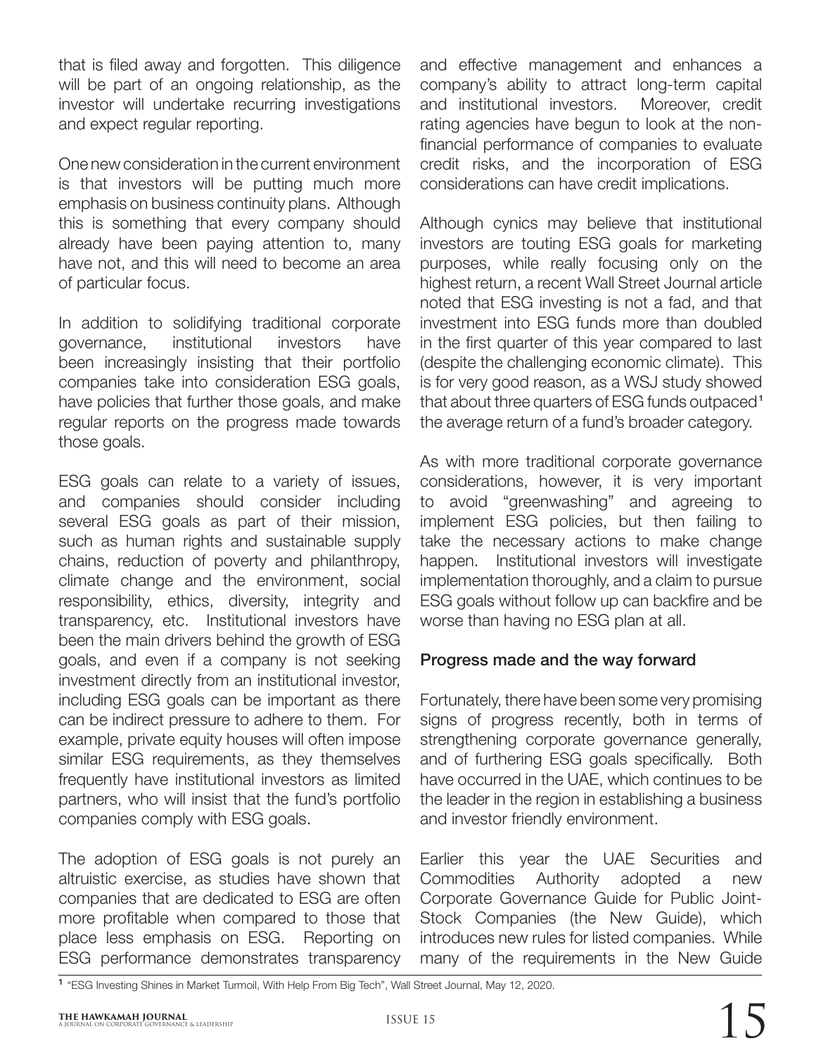that is filed away and forgotten. This diligence will be part of an ongoing relationship, as the investor will undertake recurring investigations and expect regular reporting.

One new consideration in the current environment is that investors will be putting much more emphasis on business continuity plans. Although this is something that every company should already have been paying attention to, many have not, and this will need to become an area of particular focus.

In addition to solidifying traditional corporate governance, institutional investors have been increasingly insisting that their portfolio companies take into consideration ESG goals, have policies that further those goals, and make regular reports on the progress made towards those goals.

ESG goals can relate to a variety of issues, and companies should consider including several ESG goals as part of their mission, such as human rights and sustainable supply chains, reduction of poverty and philanthropy, climate change and the environment, social responsibility, ethics, diversity, integrity and transparency, etc. Institutional investors have been the main drivers behind the growth of ESG goals, and even if a company is not seeking investment directly from an institutional investor, including ESG goals can be important as there can be indirect pressure to adhere to them. For example, private equity houses will often impose similar ESG requirements, as they themselves frequently have institutional investors as limited partners, who will insist that the fund's portfolio companies comply with ESG goals.

The adoption of ESG goals is not purely an altruistic exercise, as studies have shown that companies that are dedicated to ESG are often more profitable when compared to those that place less emphasis on ESG. Reporting on ESG performance demonstrates transparency and effective management and enhances a company's ability to attract long-term capital and institutional investors. Moreover, credit rating agencies have begun to look at the non-financial performance of companies to evaluate credit risks, and the incorporation of ESG considerations can have credit implications.

Although cynics may believe that institutional investors are touting ESG goals for marketing purposes, while really focusing only on the highest return, a recent Wall Street Journal article noted that ESG investing is not a fad, and that investment into ESG funds more than doubled in the first quarter of this year compared to last (despite the challenging economic climate). This is for very good reason, as a WSJ study showed that about three quarters of ESG funds outpaced[1] the average return of a fund's broader category.

As with more traditional corporate governance considerations, however, it is very important to avoid "greenwashing" and agreeing to implement ESG policies, but then failing to take the necessary actions to make change happen. Institutional investors will investigate implementation thoroughly, and a claim to pursue ESG goals without follow up can backfire and be worse than having no ESG plan at all.

## Progress made and the way forward

Fortunately, there have been some very promising signs of progress recently, both in terms of strengthening corporate governance generally, and of furthering ESG goals specifically. Both have occurred in the UAE, which continues to be the leader in the region in establishing a business and investor friendly environment.

Earlier this year the UAE Securities and Commodities Authority adopted a new Corporate Governance Guide for Public Joint-Stock Companies (the New Guide), which introduces new rules for listed companies. While many of the requirements in the New Guide

[1] "ESG Investing Shines in Market Turmoil, With Help From Big Tech", Wall Street Journal, May 12, 2020.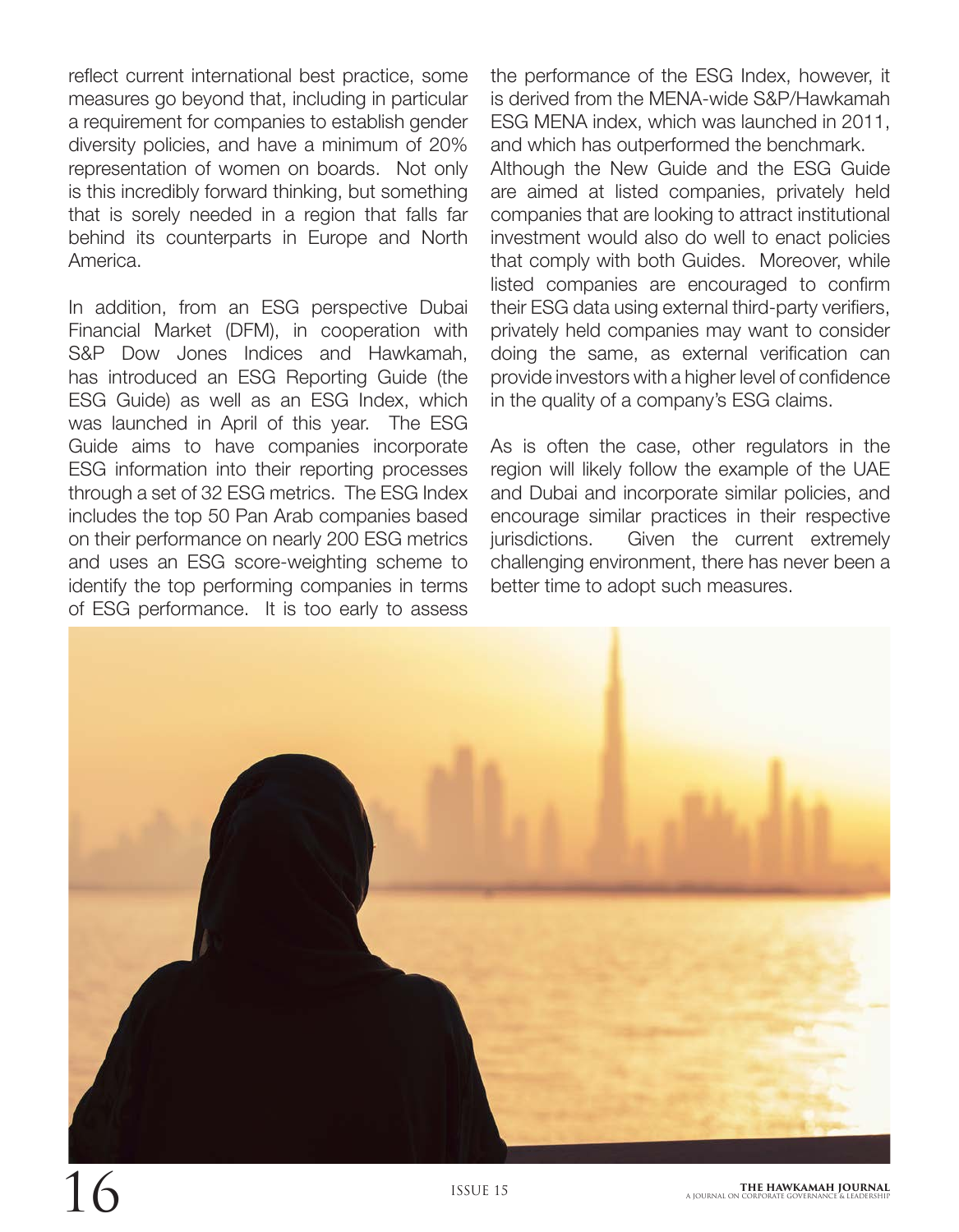reflect current international best practice, some measures go beyond that, including in particular a requirement for companies to establish gender diversity policies, and have a minimum of 20% representation of women on boards. Not only is this incredibly forward thinking, but something that is sorely needed in a region that falls far behind its counterparts in Europe and North America.

In addition, from an ESG perspective Dubai Financial Market (DFM), in cooperation with S&P Dow Jones Indices and Hawkamah, has introduced an ESG Reporting Guide (the ESG Guide) as well as an ESG Index, which was launched in April of this year. The ESG Guide aims to have companies incorporate ESG information into their reporting processes through a set of 32 ESG metrics. The ESG Index includes the top 50 Pan Arab companies based on their performance on nearly 200 ESG metrics and uses an ESG score-weighting scheme to identify the top performing companies in terms of ESG performance. It is too early to assess the performance of the ESG Index, however, it is derived from the MENA-wide S&P/Hawkamah ESG MENA index, which was launched in 2011, and which has outperformed the benchmark.

Although the New Guide and the ESG Guide are aimed at listed companies, privately held companies that are looking to attract institutional investment would also do well to enact policies that comply with both Guides. Moreover, while listed companies are encouraged to confirm their ESG data using external third-party verifiers, privately held companies may want to consider doing the same, as external verification can provide investors with a higher level of confidence in the quality of a company's ESG claims.

As is often the case, other regulators in the region will likely follow the example of the UAE and Dubai and incorporate similar policies, and encourage similar practices in their respective jurisdictions. Given the current extremely challenging environment, there has never been a better time to adopt such measures.